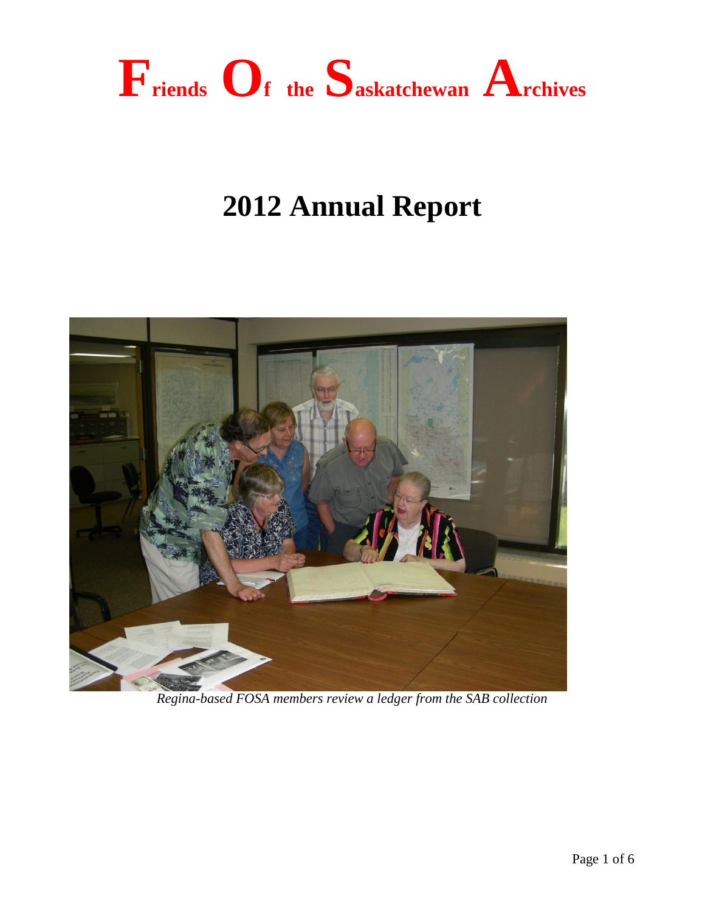# Friends Of the Saskatchewan Archives

## 2012 Annual Report

*Regina-based FOSA members review a ledger from the SAB collection*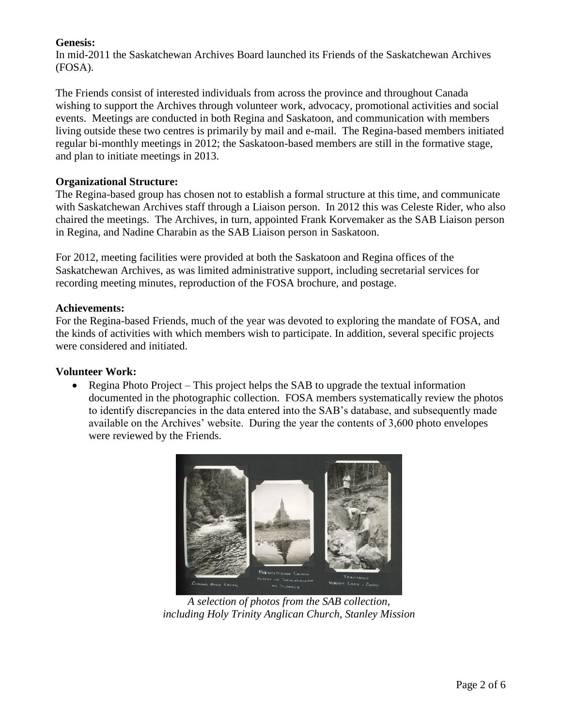**Genesis:**
In mid-2011 the Saskatchewan Archives Board launched its Friends of the Saskatchewan Archives (FOSA).

The Friends consist of interested individuals from across the province and throughout Canada wishing to support the Archives through volunteer work, advocacy, promotional activities and social events. Meetings are conducted in both Regina and Saskatoon, and communication with members living outside these two centres is primarily by mail and e-mail. The Regina-based members initiated regular bi-monthly meetings in 2012; the Saskatoon-based members are still in the formative stage, and plan to initiate meetings in 2013.

**Organizational Structure:**
The Regina-based group has chosen not to establish a formal structure at this time, and communicate with Saskatchewan Archives staff through a Liaison person. In 2012 this was Celeste Rider, who also chaired the meetings. The Archives, in turn, appointed Frank Korvemaker as the SAB Liaison person in Regina, and Nadine Charabin as the SAB Liaison person in Saskatoon.

For 2012, meeting facilities were provided at both the Saskatoon and Regina offices of the Saskatchewan Archives, as was limited administrative support, including secretarial services for recording meeting minutes, reproduction of the FOSA brochure, and postage.

**Achievements:**
For the Regina-based Friends, much of the year was devoted to exploring the mandate of FOSA, and the kinds of activities with which members wish to participate. In addition, several specific projects were considered and initiated.

**Volunteer Work:**

- Regina Photo Project – This project helps the SAB to upgrade the textual information documented in the photographic collection. FOSA members systematically review the photos to identify discrepancies in the data entered into the SAB's database, and subsequently made available on the Archives' website. During the year the contents of 3,600 photo envelopes were reviewed by the Friends.

*A selection of photos from the SAB collection, including Holy Trinity Anglican Church, Stanley Mission*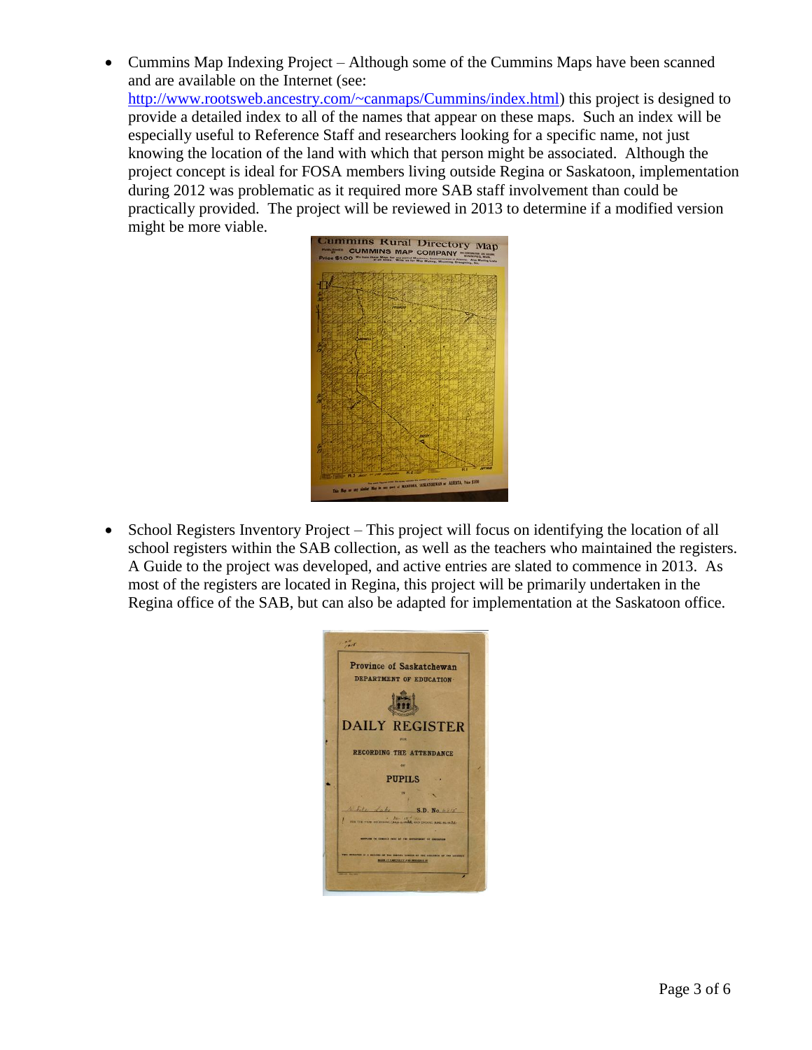- Cummins Map Indexing Project – Although some of the Cummins Maps have been scanned and are available on the Internet (see: [http://www.rootsweb.ancestry.com/~canmaps/Cummins/index.html](http://www.rootsweb.ancestry.com/~canmaps/Cummins/index.html)) this project is designed to provide a detailed index to all of the names that appear on these maps. Such an index will be especially useful to Reference Staff and researchers looking for a specific name, not just knowing the location of the land with which that person might be associated. Although the project concept is ideal for FOSA members living outside Regina or Saskatoon, implementation during 2012 was problematic as it required more SAB staff involvement than could be practically provided. The project will be reviewed in 2013 to determine if a modified version might be more viable.

- School Registers Inventory Project – This project will focus on identifying the location of all school registers within the SAB collection, as well as the teachers who maintained the registers. A Guide to the project was developed, and active entries are slated to commence in 2013. As most of the registers are located in Regina, this project will be primarily undertaken in the Regina office of the SAB, but can also be adapted for implementation at the Saskatoon office.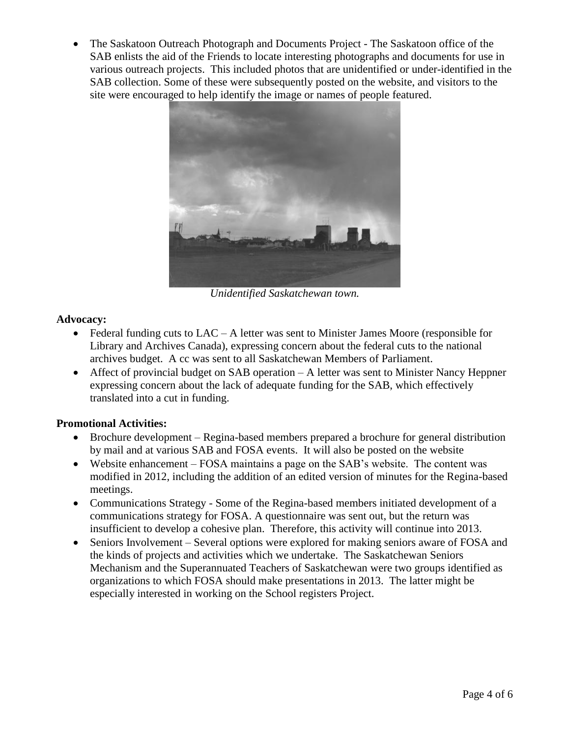- The Saskatoon Outreach Photograph and Documents Project - The Saskatoon office of the SAB enlists the aid of the Friends to locate interesting photographs and documents for use in various outreach projects. This included photos that are unidentified or under-identified in the SAB collection. Some of these were subsequently posted on the website, and visitors to the site were encouraged to help identify the image or names of people featured.

*Unidentified Saskatchewan town.*

**Advocacy:**

- Federal funding cuts to LAC – A letter was sent to Minister James Moore (responsible for Library and Archives Canada), expressing concern about the federal cuts to the national archives budget. A cc was sent to all Saskatchewan Members of Parliament.
- Affect of provincial budget on SAB operation – A letter was sent to Minister Nancy Heppner expressing concern about the lack of adequate funding for the SAB, which effectively translated into a cut in funding.

**Promotional Activities:**

- Brochure development – Regina-based members prepared a brochure for general distribution by mail and at various SAB and FOSA events. It will also be posted on the website
- Website enhancement – FOSA maintains a page on the SAB's website. The content was modified in 2012, including the addition of an edited version of minutes for the Regina-based meetings.
- Communications Strategy - Some of the Regina-based members initiated development of a communications strategy for FOSA. A questionnaire was sent out, but the return was insufficient to develop a cohesive plan. Therefore, this activity will continue into 2013.
- Seniors Involvement – Several options were explored for making seniors aware of FOSA and the kinds of projects and activities which we undertake. The Saskatchewan Seniors Mechanism and the Superannuated Teachers of Saskatchewan were two groups identified as organizations to which FOSA should make presentations in 2013. The latter might be especially interested in working on the School registers Project.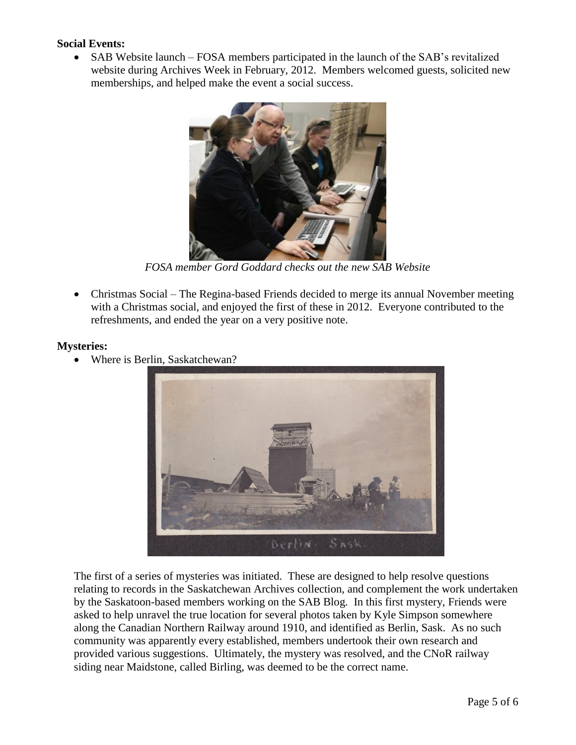**Social Events:**

- SAB Website launch – FOSA members participated in the launch of the SAB's revitalized website during Archives Week in February, 2012. Members welcomed guests, solicited new memberships, and helped make the event a social success.

*FOSA member Gord Goddard checks out the new SAB Website*

- Christmas Social – The Regina-based Friends decided to merge its annual November meeting with a Christmas social, and enjoyed the first of these in 2012. Everyone contributed to the refreshments, and ended the year on a very positive note.

**Mysteries:**

- Where is Berlin, Saskatchewan?

The first of a series of mysteries was initiated. These are designed to help resolve questions relating to records in the Saskatchewan Archives collection, and complement the work undertaken by the Saskatoon-based members working on the SAB Blog. In this first mystery, Friends were asked to help unravel the true location for several photos taken by Kyle Simpson somewhere along the Canadian Northern Railway around 1910, and identified as Berlin, Sask. As no such community was apparently every established, members undertook their own research and provided various suggestions. Ultimately, the mystery was resolved, and the CNoR railway siding near Maidstone, called Birling, was deemed to be the correct name.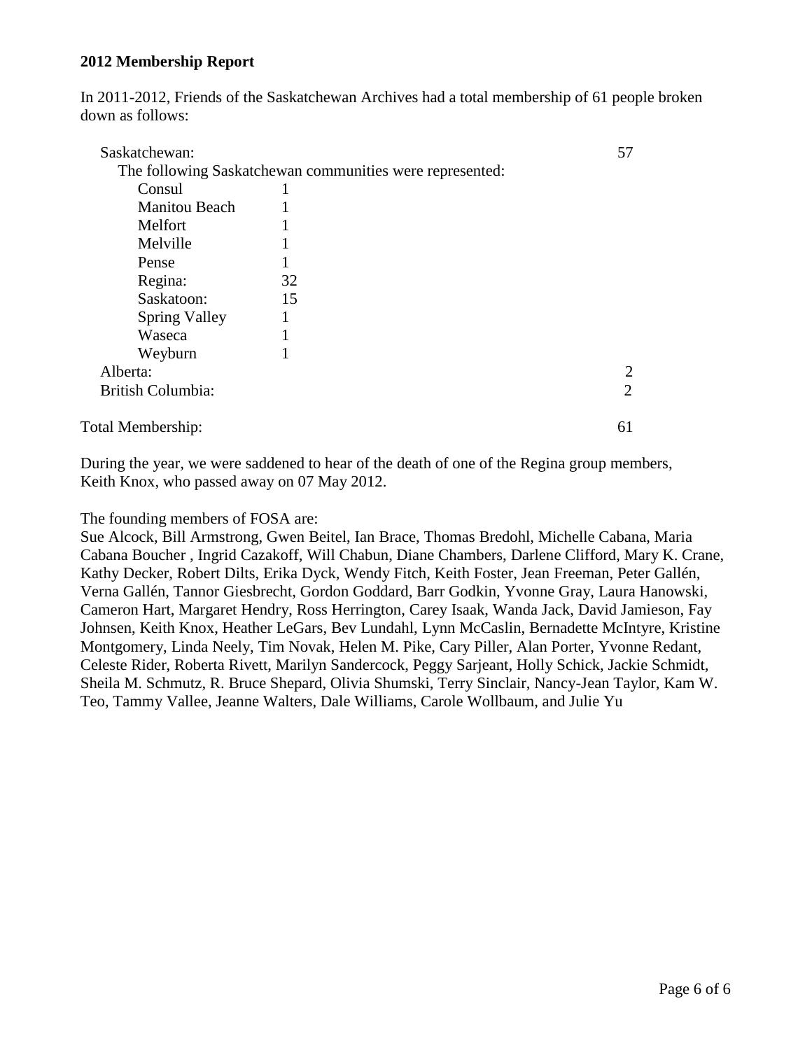**2012 Membership Report**

In 2011-2012, Friends of the Saskatchewan Archives had a total membership of 61 people broken down as follows:

| | | |
|---|---|---|
| Saskatchewan: | | 57 |
| The following Saskatchewan communities were represented: | | |
| Consul | 1 | |
| Manitou Beach | 1 | |
| Melfort | 1 | |
| Melville | 1 | |
| Pense | 1 | |
| Regina: | 32 | |
| Saskatoon: | 15 | |
| Spring Valley | 1 | |
| Waseca | 1 | |
| Weyburn | 1 | |
| Alberta: | | 2 |
| British Columbia: | | 2 |
| Total Membership: | | 61 |

During the year, we were saddened to hear of the death of one of the Regina group members, Keith Knox, who passed away on 07 May 2012.

The founding members of FOSA are:
Sue Alcock, Bill Armstrong, Gwen Beitel, Ian Brace, Thomas Bredohl, Michelle Cabana, Maria Cabana Boucher , Ingrid Cazakoff, Will Chabun, Diane Chambers, Darlene Clifford, Mary K. Crane, Kathy Decker, Robert Dilts, Erika Dyck, Wendy Fitch, Keith Foster, Jean Freeman, Peter Gallén, Verna Gallén, Tannor Giesbrecht, Gordon Goddard, Barr Godkin, Yvonne Gray, Laura Hanowski, Cameron Hart, Margaret Hendry, Ross Herrington, Carey Isaak, Wanda Jack, David Jamieson, Fay Johnsen, Keith Knox, Heather LeGars, Bev Lundahl, Lynn McCaslin, Bernadette McIntyre, Kristine Montgomery, Linda Neely, Tim Novak, Helen M. Pike, Cary Piller, Alan Porter, Yvonne Redant, Celeste Rider, Roberta Rivett, Marilyn Sandercock, Peggy Sarjeant, Holly Schick, Jackie Schmidt, Sheila M. Schmutz, R. Bruce Shepard, Olivia Shumski, Terry Sinclair, Nancy-Jean Taylor, Kam W. Teo, Tammy Vallee, Jeanne Walters, Dale Williams, Carole Wollbaum, and Julie Yu